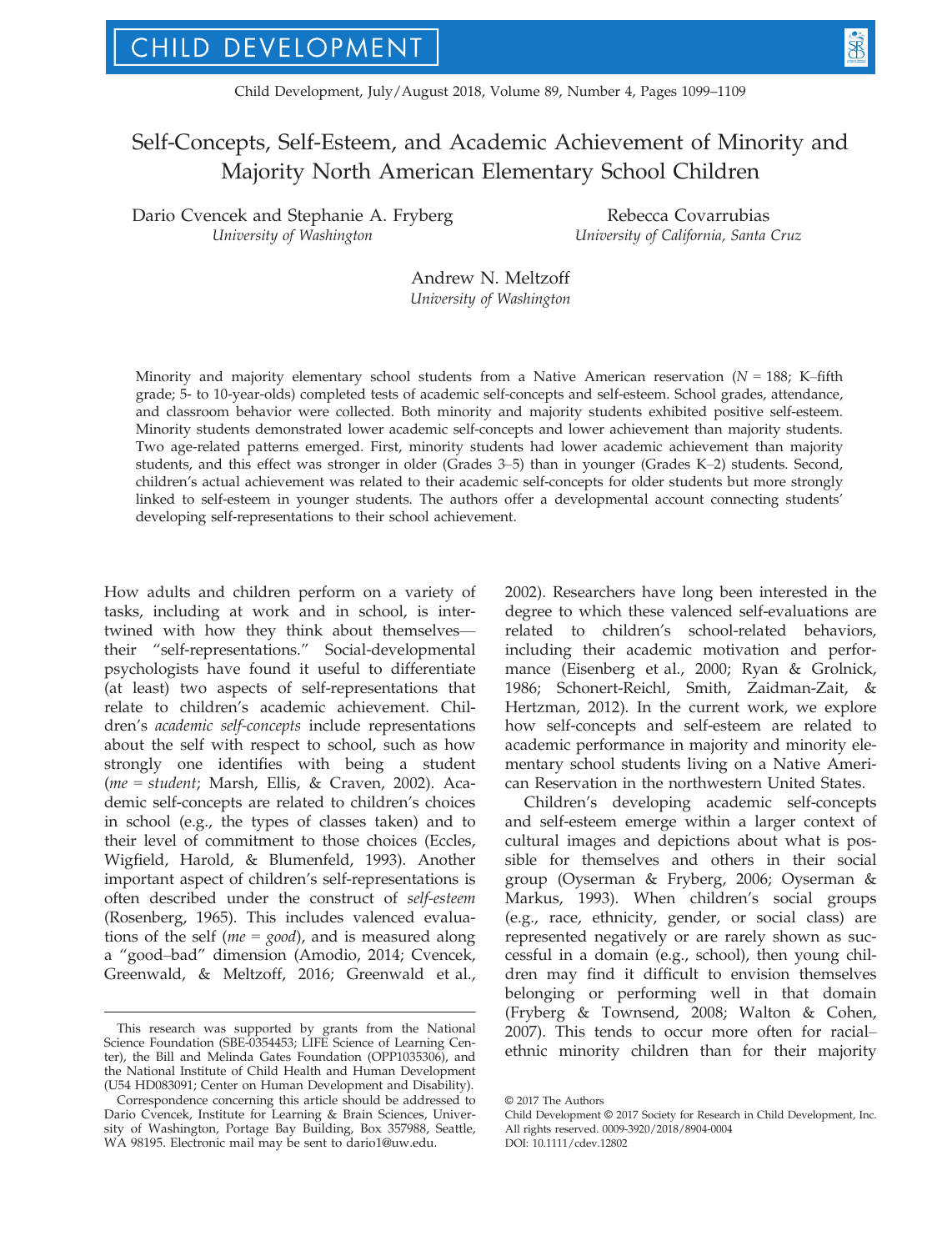# Self-Concepts, Self-Esteem, and Academic Achievement of Minority and Majority North American Elementary School Children

Dario Cvencek and Stephanie A. Fryberg
*University of Washington*

Rebecca Covarrubias
*University of California, Santa Cruz*

Andrew N. Meltzoff
*University of Washington*

Minority and majority elementary school students from a Native American reservation ($N$ = 188; K–fifth grade; 5- to 10-year-olds) completed tests of academic self-concepts and self-esteem. School grades, attendance, and classroom behavior were collected. Both minority and majority students exhibited positive self-esteem. Minority students demonstrated lower academic self-concepts and lower achievement than majority students. Two age-related patterns emerged. First, minority students had lower academic achievement than majority students, and this effect was stronger in older (Grades 3–5) than in younger (Grades K–2) students. Second, children's actual achievement was related to their academic self-concepts for older students but more strongly linked to self-esteem in younger students. The authors offer a developmental account connecting students' developing self-representations to their school achievement.

How adults and children perform on a variety of tasks, including at work and in school, is intertwined with how they think about themselves—their "self-representations." Social-developmental psychologists have found it useful to differentiate (at least) two aspects of self-representations that relate to children's academic achievement. Children's *academic self-concepts* include representations about the self with respect to school, such as how strongly one identifies with being a student (*me* = *student*; Marsh, Ellis, & Craven, 2002). Academic self-concepts are related to children's choices in school (e.g., the types of classes taken) and to their level of commitment to those choices (Eccles, Wigfield, Harold, & Blumenfeld, 1993). Another important aspect of children's self-representations is often described under the construct of *self-esteem* (Rosenberg, 1965). This includes valenced evaluations of the self (*me* = *good*), and is measured along a "good–bad" dimension (Amodio, 2014; Cvencek, Greenwald, & Meltzoff, 2016; Greenwald et al., 2002). Researchers have long been interested in the degree to which these valenced self-evaluations are related to children's school-related behaviors, including their academic motivation and performance (Eisenberg et al., 2000; Ryan & Grolnick, 1986; Schonert-Reichl, Smith, Zaidman-Zait, & Hertzman, 2012). In the current work, we explore how self-concepts and self-esteem are related to academic performance in majority and minority elementary school students living on a Native American Reservation in the northwestern United States.

Children's developing academic self-concepts and self-esteem emerge within a larger context of cultural images and depictions about what is possible for themselves and others in their social group (Oyserman & Fryberg, 2006; Oyserman & Markus, 1993). When children's social groups (e.g., race, ethnicity, gender, or social class) are represented negatively or are rarely shown as successful in a domain (e.g., school), then young children may find it difficult to envision themselves belonging or performing well in that domain (Fryberg & Townsend, 2008; Walton & Cohen, 2007). This tends to occur more often for racial–ethnic minority children than for their majority

This research was supported by grants from the National Science Foundation (SBE-0354453; LIFE Science of Learning Center), the Bill and Melinda Gates Foundation (OPP1035306), and the National Institute of Child Health and Human Development (U54 HD083091; Center on Human Development and Disability).

Correspondence concerning this article should be addressed to Dario Cvencek, Institute for Learning & Brain Sciences, University of Washington, Portage Bay Building, Box 357988, Seattle, WA 98195. Electronic mail may be sent to dario1@uw.edu.

© 2017 The Authors
Child Development © 2017 Society for Research in Child Development, Inc.
All rights reserved. 0009-3920/2018/8904-0004
DOI: 10.1111/cdev.12802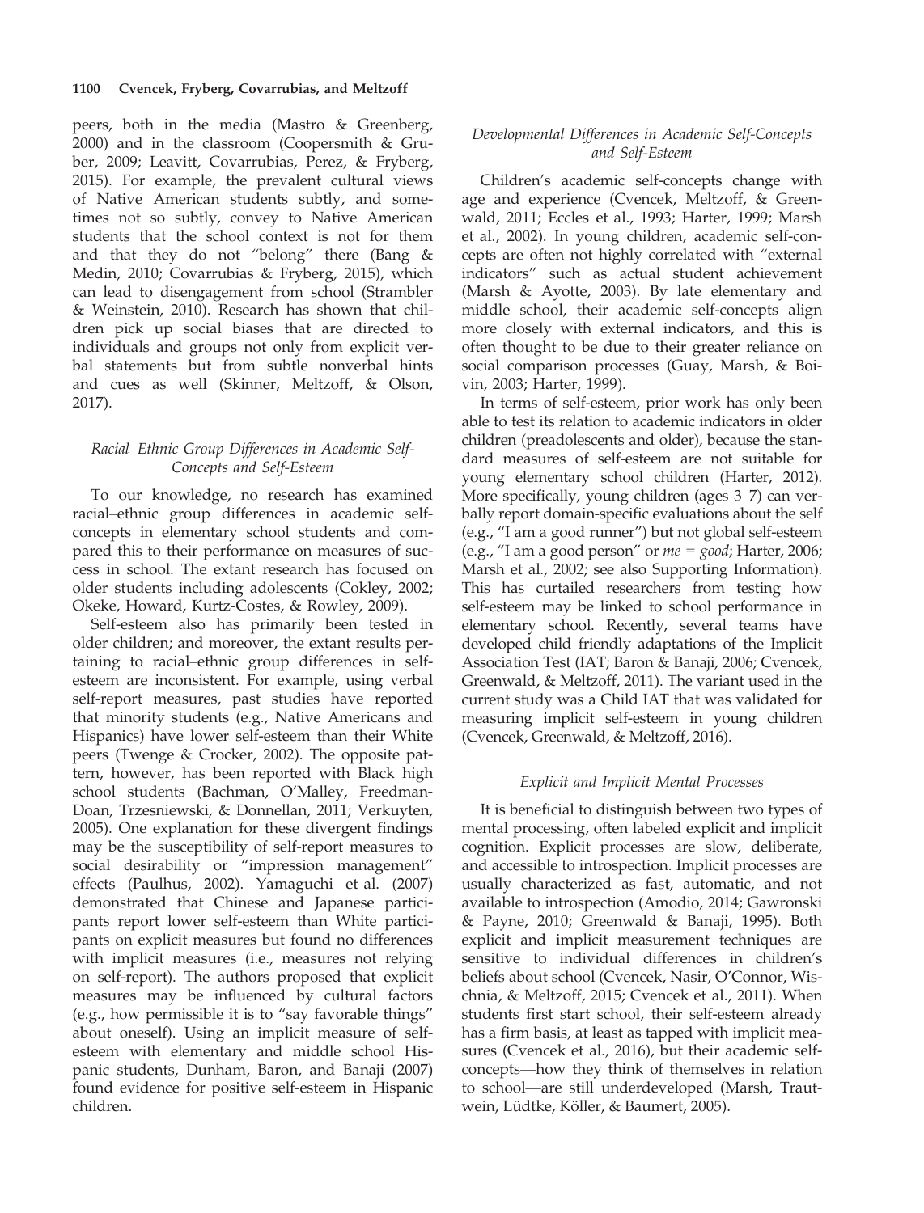peers, both in the media (Mastro & Greenberg, 2000) and in the classroom (Coopersmith & Gruber, 2009; Leavitt, Covarrubias, Perez, & Fryberg, 2015). For example, the prevalent cultural views of Native American students subtly, and sometimes not so subtly, convey to Native American students that the school context is not for them and that they do not "belong" there (Bang & Medin, 2010; Covarrubias & Fryberg, 2015), which can lead to disengagement from school (Strambler & Weinstein, 2010). Research has shown that children pick up social biases that are directed to individuals and groups not only from explicit verbal statements but from subtle nonverbal hints and cues as well (Skinner, Meltzoff, & Olson, 2017).

### *Racial–Ethnic Group Differences in Academic Self-Concepts and Self-Esteem*

To our knowledge, no research has examined racial–ethnic group differences in academic self-concepts in elementary school students and compared this to their performance on measures of success in school. The extant research has focused on older students including adolescents (Cokley, 2002; Okeke, Howard, Kurtz-Costes, & Rowley, 2009).

Self-esteem also has primarily been tested in older children; and moreover, the extant results pertaining to racial–ethnic group differences in self-esteem are inconsistent. For example, using verbal self-report measures, past studies have reported that minority students (e.g., Native Americans and Hispanics) have lower self-esteem than their White peers (Twenge & Crocker, 2002). The opposite pattern, however, has been reported with Black high school students (Bachman, O'Malley, Freedman-Doan, Trzesniewski, & Donnellan, 2011; Verkuyten, 2005). One explanation for these divergent findings may be the susceptibility of self-report measures to social desirability or "impression management" effects (Paulhus, 2002). Yamaguchi et al. (2007) demonstrated that Chinese and Japanese participants report lower self-esteem than White participants on explicit measures but found no differences with implicit measures (i.e., measures not relying on self-report). The authors proposed that explicit measures may be influenced by cultural factors (e.g., how permissible it is to "say favorable things" about oneself). Using an implicit measure of self-esteem with elementary and middle school Hispanic students, Dunham, Baron, and Banaji (2007) found evidence for positive self-esteem in Hispanic children.

### *Developmental Differences in Academic Self-Concepts and Self-Esteem*

Children's academic self-concepts change with age and experience (Cvencek, Meltzoff, & Greenwald, 2011; Eccles et al., 1993; Harter, 1999; Marsh et al., 2002). In young children, academic self-concepts are often not highly correlated with "external indicators" such as actual student achievement (Marsh & Ayotte, 2003). By late elementary and middle school, their academic self-concepts align more closely with external indicators, and this is often thought to be due to their greater reliance on social comparison processes (Guay, Marsh, & Boivin, 2003; Harter, 1999).

In terms of self-esteem, prior work has only been able to test its relation to academic indicators in older children (preadolescents and older), because the standard measures of self-esteem are not suitable for young elementary school children (Harter, 2012). More specifically, young children (ages 3–7) can verbally report domain-specific evaluations about the self (e.g., "I am a good runner") but not global self-esteem (e.g., "I am a good person" or *me = good*; Harter, 2006; Marsh et al., 2002; see also Supporting Information). This has curtailed researchers from testing how self-esteem may be linked to school performance in elementary school. Recently, several teams have developed child friendly adaptations of the Implicit Association Test (IAT; Baron & Banaji, 2006; Cvencek, Greenwald, & Meltzoff, 2011). The variant used in the current study was a Child IAT that was validated for measuring implicit self-esteem in young children (Cvencek, Greenwald, & Meltzoff, 2016).

### *Explicit and Implicit Mental Processes*

It is beneficial to distinguish between two types of mental processing, often labeled explicit and implicit cognition. Explicit processes are slow, deliberate, and accessible to introspection. Implicit processes are usually characterized as fast, automatic, and not available to introspection (Amodio, 2014; Gawronski & Payne, 2010; Greenwald & Banaji, 1995). Both explicit and implicit measurement techniques are sensitive to individual differences in children's beliefs about school (Cvencek, Nasir, O'Connor, Wischnia, & Meltzoff, 2015; Cvencek et al., 2011). When students first start school, their self-esteem already has a firm basis, at least as tapped with implicit measures (Cvencek et al., 2016), but their academic self-concepts—how they think of themselves in relation to school—are still underdeveloped (Marsh, Trautwein, Lüdtke, Köller, & Baumert, 2005).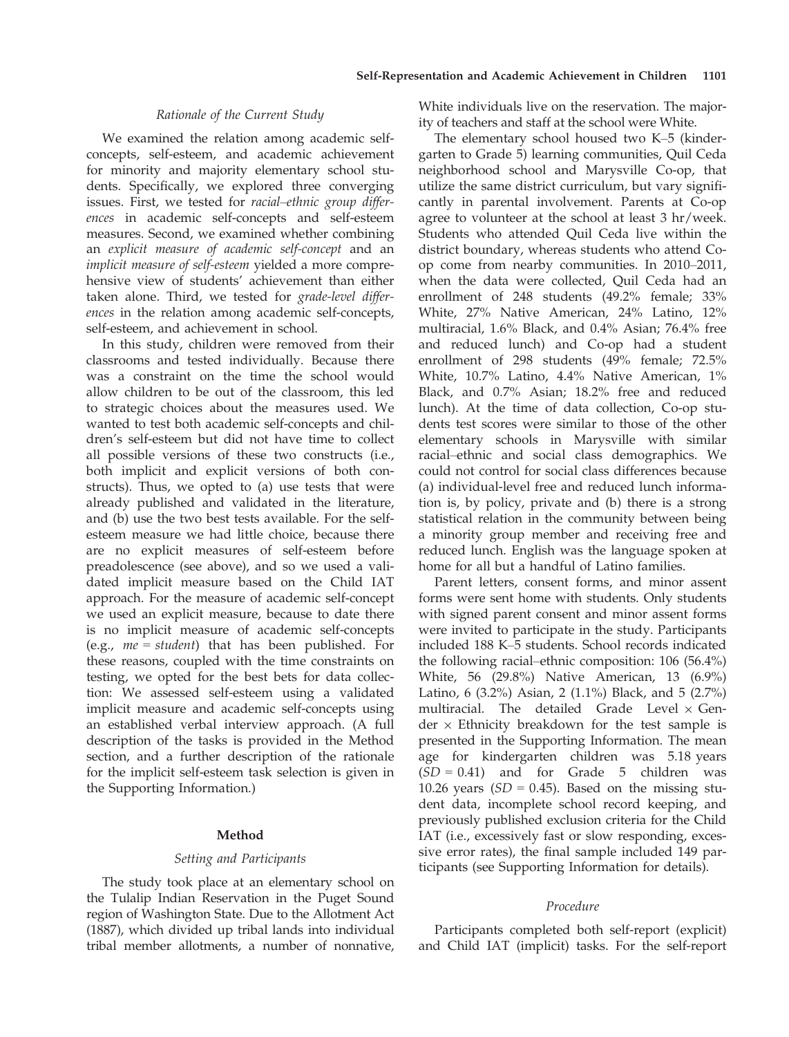### Rationale of the Current Study

We examined the relation among academic self-concepts, self-esteem, and academic achievement for minority and majority elementary school students. Specifically, we explored three converging issues. First, we tested for *racial–ethnic group differences* in academic self-concepts and self-esteem measures. Second, we examined whether combining an *explicit measure of academic self-concept* and an *implicit measure of self-esteem* yielded a more comprehensive view of students' achievement than either taken alone. Third, we tested for *grade-level differences* in the relation among academic self-concepts, self-esteem, and achievement in school.

In this study, children were removed from their classrooms and tested individually. Because there was a constraint on the time the school would allow children to be out of the classroom, this led to strategic choices about the measures used. We wanted to test both academic self-concepts and children's self-esteem but did not have time to collect all possible versions of these two constructs (i.e., both implicit and explicit versions of both constructs). Thus, we opted to (a) use tests that were already published and validated in the literature, and (b) use the two best tests available. For the self-esteem measure we had little choice, because there are no explicit measures of self-esteem before preadolescence (see above), and so we used a validated implicit measure based on the Child IAT approach. For the measure of academic self-concept we used an explicit measure, because to date there is no implicit measure of academic self-concepts (e.g., *me* = *student*) that has been published. For these reasons, coupled with the time constraints on testing, we opted for the best bets for data collection: We assessed self-esteem using a validated implicit measure and academic self-concepts using an established verbal interview approach. (A full description of the tasks is provided in the Method section, and a further description of the rationale for the implicit self-esteem task selection is given in the Supporting Information.)

## Method

### Setting and Participants

The study took place at an elementary school on the Tulalip Indian Reservation in the Puget Sound region of Washington State. Due to the Allotment Act (1887), which divided up tribal lands into individual tribal member allotments, a number of nonnative, White individuals live on the reservation. The majority of teachers and staff at the school were White.

The elementary school housed two K–5 (kindergarten to Grade 5) learning communities, Quil Ceda neighborhood school and Marysville Co-op, that utilize the same district curriculum, but vary significantly in parental involvement. Parents at Co-op agree to volunteer at the school at least 3 hr/week. Students who attended Quil Ceda live within the district boundary, whereas students who attend Co-op come from nearby communities. In 2010–2011, when the data were collected, Quil Ceda had an enrollment of 248 students (49.2% female; 33% White, 27% Native American, 24% Latino, 12% multiracial, 1.6% Black, and 0.4% Asian; 76.4% free and reduced lunch) and Co-op had a student enrollment of 298 students (49% female; 72.5% White, 10.7% Latino, 4.4% Native American, 1% Black, and 0.7% Asian; 18.2% free and reduced lunch). At the time of data collection, Co-op students test scores were similar to those of the other elementary schools in Marysville with similar racial–ethnic and social class demographics. We could not control for social class differences because (a) individual-level free and reduced lunch information is, by policy, private and (b) there is a strong statistical relation in the community between being a minority group member and receiving free and reduced lunch. English was the language spoken at home for all but a handful of Latino families.

Parent letters, consent forms, and minor assent forms were sent home with students. Only students with signed parent consent and minor assent forms were invited to participate in the study. Participants included 188 K–5 students. School records indicated the following racial–ethnic composition: 106 (56.4%) White, 56 (29.8%) Native American, 13 (6.9%) Latino, 6 (3.2%) Asian, 2 (1.1%) Black, and 5 (2.7%) multiracial. The detailed Grade Level × Gender × Ethnicity breakdown for the test sample is presented in the Supporting Information. The mean age for kindergarten children was 5.18 years ($SD$ = 0.41) and for Grade 5 children was 10.26 years ($SD$ = 0.45). Based on the missing student data, incomplete school record keeping, and previously published exclusion criteria for the Child IAT (i.e., excessively fast or slow responding, excessive error rates), the final sample included 149 participants (see Supporting Information for details).

### Procedure

Participants completed both self-report (explicit) and Child IAT (implicit) tasks. For the self-report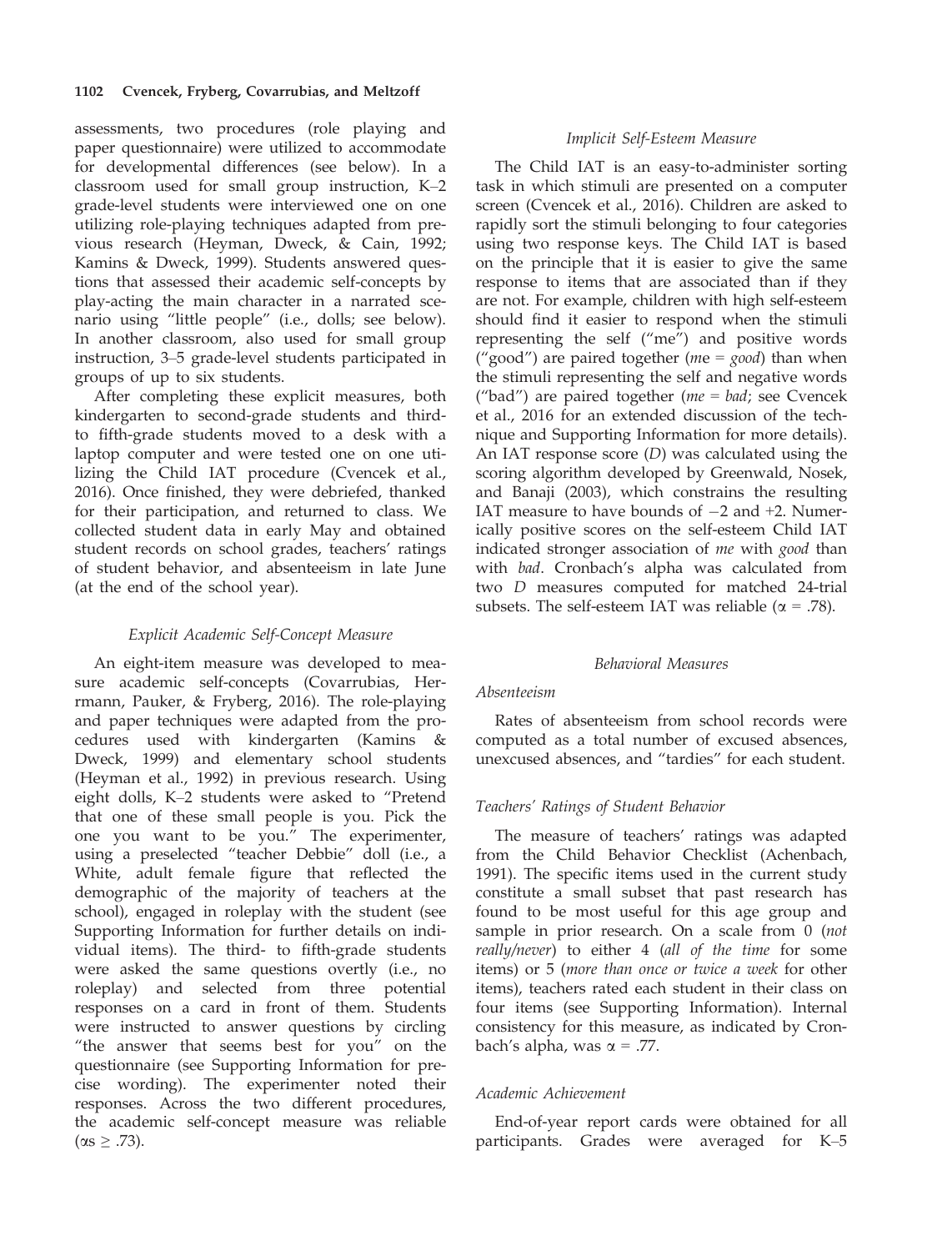assessments, two procedures (role playing and paper questionnaire) were utilized to accommodate for developmental differences (see below). In a classroom used for small group instruction, K–2 grade-level students were interviewed one on one utilizing role-playing techniques adapted from previous research (Heyman, Dweck, & Cain, 1992; Kamins & Dweck, 1999). Students answered questions that assessed their academic self-concepts by play-acting the main character in a narrated scenario using "little people" (i.e., dolls; see below). In another classroom, also used for small group instruction, 3–5 grade-level students participated in groups of up to six students.

After completing these explicit measures, both kindergarten to second-grade students and third- to fifth-grade students moved to a desk with a laptop computer and were tested one on one utilizing the Child IAT procedure (Cvencek et al., 2016). Once finished, they were debriefed, thanked for their participation, and returned to class. We collected student data in early May and obtained student records on school grades, teachers' ratings of student behavior, and absenteeism in late June (at the end of the school year).

### *Explicit Academic Self-Concept Measure*

An eight-item measure was developed to measure academic self-concepts (Covarrubias, Herrmann, Pauker, & Fryberg, 2016). The role-playing and paper techniques were adapted from the procedures used with kindergarten (Kamins & Dweck, 1999) and elementary school students (Heyman et al., 1992) in previous research. Using eight dolls, K–2 students were asked to "Pretend that one of these small people is you. Pick the one you want to be you." The experimenter, using a preselected "teacher Debbie" doll (i.e., a White, adult female figure that reflected the demographic of the majority of teachers at the school), engaged in roleplay with the student (see Supporting Information for further details on individual items). The third- to fifth-grade students were asked the same questions overtly (i.e., no roleplay) and selected from three potential responses on a card in front of them. Students were instructed to answer questions by circling "the answer that seems best for you" on the questionnaire (see Supporting Information for precise wording). The experimenter noted their responses. Across the two different procedures, the academic self-concept measure was reliable ($\alpha s \geq .73$).

### *Implicit Self-Esteem Measure*

The Child IAT is an easy-to-administer sorting task in which stimuli are presented on a computer screen (Cvencek et al., 2016). Children are asked to rapidly sort the stimuli belonging to four categories using two response keys. The Child IAT is based on the principle that it is easier to give the same response to items that are associated than if they are not. For example, children with high self-esteem should find it easier to respond when the stimuli representing the self ("me") and positive words ("good") are paired together (*me = good*) than when the stimuli representing the self and negative words ("bad") are paired together (*me = bad*; see Cvencek et al., 2016 for an extended discussion of the technique and Supporting Information for more details). An IAT response score (*D*) was calculated using the scoring algorithm developed by Greenwald, Nosek, and Banaji (2003), which constrains the resulting IAT measure to have bounds of −2 and +2. Numerically positive scores on the self-esteem Child IAT indicated stronger association of *me* with *good* than with *bad*. Cronbach's alpha was calculated from two *D* measures computed for matched 24-trial subsets. The self-esteem IAT was reliable ($\alpha = .78$).

### *Behavioral Measures*

#### *Absenteeism*

Rates of absenteeism from school records were computed as a total number of excused absences, unexcused absences, and "tardies" for each student.

#### *Teachers' Ratings of Student Behavior*

The measure of teachers' ratings was adapted from the Child Behavior Checklist (Achenbach, 1991). The specific items used in the current study constitute a small subset that past research has found to be most useful for this age group and sample in prior research. On a scale from 0 (*not really/never*) to either 4 (*all of the time* for some items) or 5 (*more than once or twice a week* for other items), teachers rated each student in their class on four items (see Supporting Information). Internal consistency for this measure, as indicated by Cronbach's alpha, was $\alpha = .77$.

#### *Academic Achievement*

End-of-year report cards were obtained for all participants. Grades were averaged for K–5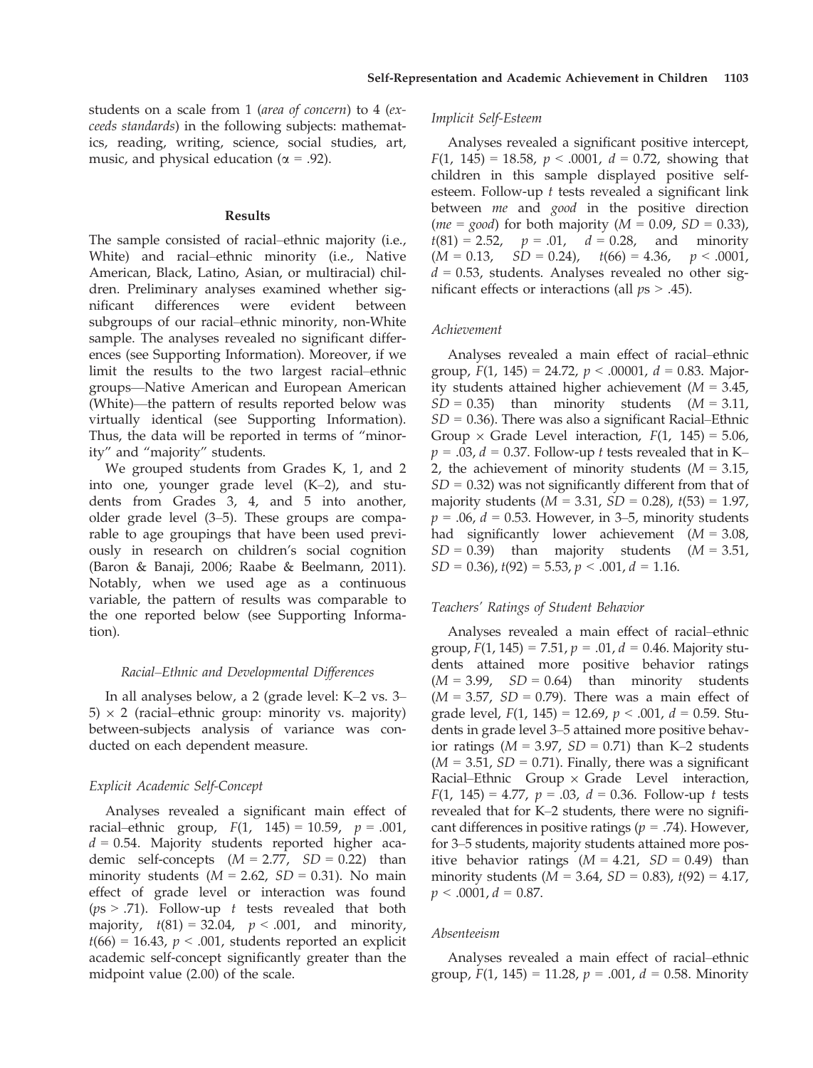students on a scale from 1 (*area of concern*) to 4 (*exceeds standards*) in the following subjects: mathematics, reading, writing, science, social studies, art, music, and physical education ($\alpha = .92$).

## Results

The sample consisted of racial–ethnic majority (i.e., White) and racial–ethnic minority (i.e., Native American, Black, Latino, Asian, or multiracial) children. Preliminary analyses examined whether significant differences were evident between subgroups of our racial–ethnic minority, non-White sample. The analyses revealed no significant differences (see Supporting Information). Moreover, if we limit the results to the two largest racial–ethnic groups—Native American and European American (White)—the pattern of results reported below was virtually identical (see Supporting Information). Thus, the data will be reported in terms of "minority" and "majority" students.

We grouped students from Grades K, 1, and 2 into one, younger grade level (K–2), and students from Grades 3, 4, and 5 into another, older grade level (3–5). These groups are comparable to age groupings that have been used previously in research on children's social cognition (Baron & Banaji, 2006; Raabe & Beelmann, 2011). Notably, when we used age as a continuous variable, the pattern of results was comparable to the one reported below (see Supporting Information).

### *Racial–Ethnic and Developmental Differences*

In all analyses below, a 2 (grade level: K–2 vs. 3–5) × 2 (racial–ethnic group: minority vs. majority) between-subjects analysis of variance was conducted on each dependent measure.

### *Explicit Academic Self-Concept*

Analyses revealed a significant main effect of racial–ethnic group, $F(1, 145) = 10.59$, $p = .001$, $d = 0.54$. Majority students reported higher academic self-concepts ($M = 2.77$, $SD = 0.22$) than minority students ($M = 2.62$, $SD = 0.31$). No main effect of grade level or interaction was found ($p$s > .71). Follow-up $t$ tests revealed that both majority, $t(81) = 32.04$, $p < .001$, and minority, $t(66) = 16.43$, $p < .001$, students reported an explicit academic self-concept significantly greater than the midpoint value (2.00) of the scale.

### *Implicit Self-Esteem*

Analyses revealed a significant positive intercept, $F(1, 145) = 18.58$, $p < .0001$, $d = 0.72$, showing that children in this sample displayed positive self-esteem. Follow-up $t$ tests revealed a significant link between *me* and *good* in the positive direction (*me = good*) for both majority ($M = 0.09$, $SD = 0.33$), $t(81) = 2.52$, $p = .01$, $d = 0.28$, and minority ($M = 0.13$, $SD = 0.24$), $t(66) = 4.36$, $p < .0001$, $d = 0.53$, students. Analyses revealed no other significant effects or interactions (all $p$s > .45).

### *Achievement*

Analyses revealed a main effect of racial–ethnic group, $F(1, 145) = 24.72$, $p < .00001$, $d = 0.83$. Majority students attained higher achievement ($M = 3.45$, $SD = 0.35$) than minority students ($M = 3.11$, $SD = 0.36$). There was also a significant Racial–Ethnic Group × Grade Level interaction, $F(1, 145) = 5.06$, $p = .03$, $d = 0.37$. Follow-up $t$ tests revealed that in K–2, the achievement of minority students ($M = 3.15$, $SD = 0.32$) was not significantly different from that of majority students ($M = 3.31$, $SD = 0.28$), $t(53) = 1.97$, $p = .06$, $d = 0.53$. However, in 3–5, minority students had significantly lower achievement ($M = 3.08$, $SD = 0.39$) than majority students ($M = 3.51$, $SD = 0.36$), $t(92) = 5.53$, $p < .001$, $d = 1.16$.

### *Teachers' Ratings of Student Behavior*

Analyses revealed a main effect of racial–ethnic group, $F(1, 145) = 7.51$, $p = .01$, $d = 0.46$. Majority students attained more positive behavior ratings ($M = 3.99$, $SD = 0.64$) than minority students ($M = 3.57$, $SD = 0.79$). There was a main effect of grade level, $F(1, 145) = 12.69$, $p < .001$, $d = 0.59$. Students in grade level 3–5 attained more positive behavior ratings ($M = 3.97$, $SD = 0.71$) than K–2 students ($M = 3.51$, $SD = 0.71$). Finally, there was a significant Racial–Ethnic Group × Grade Level interaction, $F(1, 145) = 4.77$, $p = .03$, $d = 0.36$. Follow-up $t$ tests revealed that for K–2 students, there were no significant differences in positive ratings ($p = .74$). However, for 3–5 students, majority students attained more positive behavior ratings ($M = 4.21$, $SD = 0.49$) than minority students ($M = 3.64$, $SD = 0.83$), $t(92) = 4.17$, $p < .0001$, $d = 0.87$.

### *Absenteeism*

Analyses revealed a main effect of racial–ethnic group, $F(1, 145) = 11.28$, $p = .001$, $d = 0.58$. Minority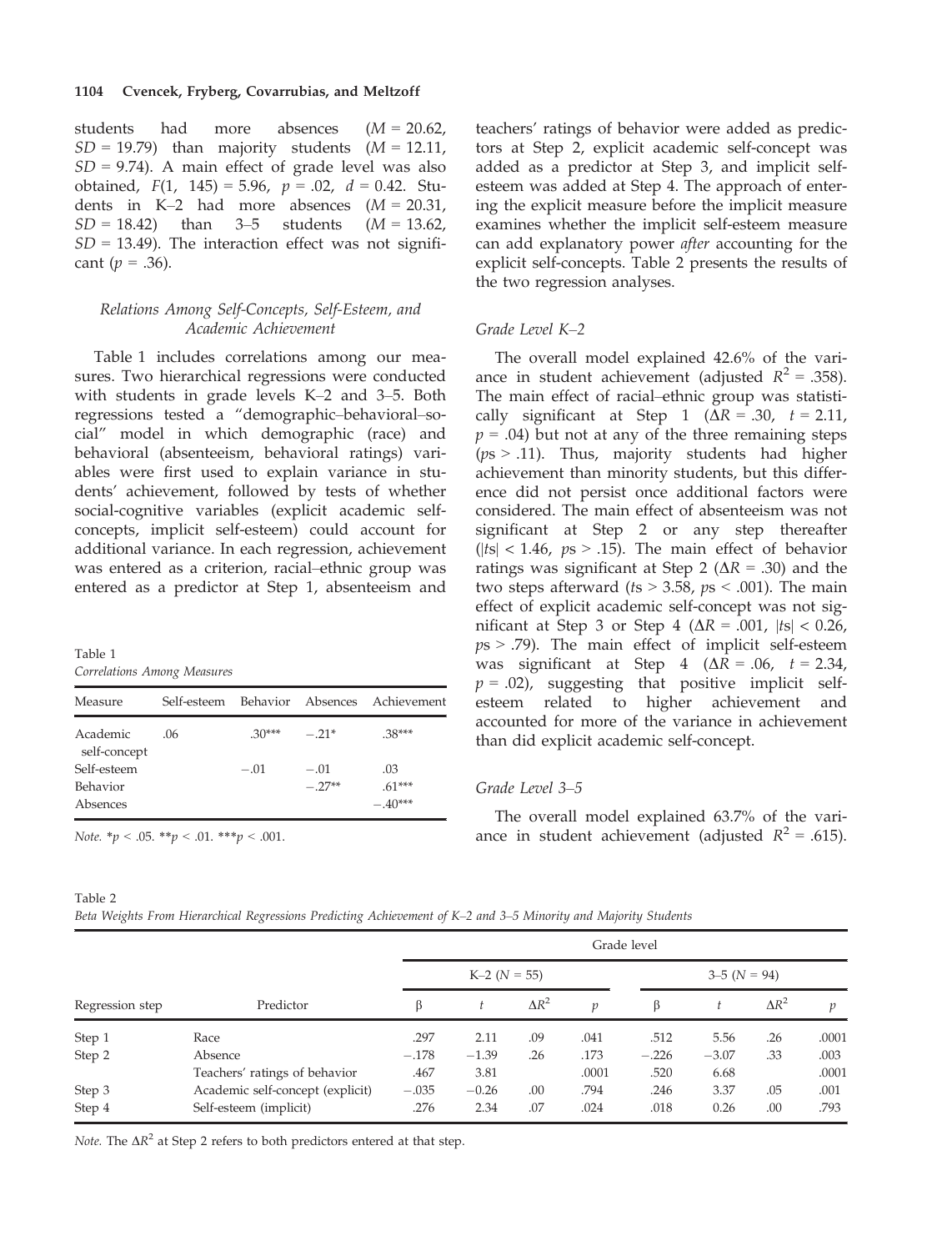students had more absences ($M = 20.62$, $SD = 19.79$) than majority students ($M = 12.11$, $SD = 9.74$). A main effect of grade level was also obtained, $F(1, 145) = 5.96$, $p = .02$, $d = 0.42$. Students in K–2 had more absences ($M = 20.31$, $SD = 18.42$) than 3–5 students ($M = 13.62$, $SD = 13.49$). The interaction effect was not significant ($p = .36$).

### *Relations Among Self-Concepts, Self-Esteem, and Academic Achievement*

Table 1 includes correlations among our measures. Two hierarchical regressions were conducted with students in grade levels K–2 and 3–5. Both regressions tested a "demographic–behavioral–social" model in which demographic (race) and behavioral (absenteeism, behavioral ratings) variables were first used to explain variance in students' achievement, followed by tests of whether social-cognitive variables (explicit academic self-concepts, implicit self-esteem) could account for additional variance. In each regression, achievement was entered as a criterion, racial–ethnic group was entered as a predictor at Step 1, absenteeism and teachers' ratings of behavior were added as predictors at Step 2, explicit academic self-concept was added as a predictor at Step 3, and implicit self-esteem was added at Step 4. The approach of entering the explicit measure before the implicit measure examines whether the implicit self-esteem measure can add explanatory power *after* accounting for the explicit self-concepts. Table 2 presents the results of the two regression analyses.

Table 1
*Correlations Among Measures*

| Measure | Self-esteem | Behavior | Absences | Achievement |
|---|---|---|---|---|
| Academic self-concept | .06 | .30*** | −.21* | .38*** |
| Self-esteem | | −.01 | −.01 | .03 |
| Behavior | | | −.27** | .61*** |
| Absences | | | | −.40*** |

*Note.* *$p < .05$. **$p < .01$. ***$p < .001$.

### *Grade Level K–2*

The overall model explained 42.6% of the variance in student achievement (adjusted $R^2 = .358$). The main effect of racial–ethnic group was statistically significant at Step 1 ($\Delta R = .30$, $t = 2.11$, $p = .04$) but not at any of the three remaining steps ($p$s > .11). Thus, majority students had higher achievement than minority students, but this difference did not persist once additional factors were considered. The main effect of absenteeism was not significant at Step 2 or any step thereafter ($|t\text{s}| < 1.46$, $p$s > .15). The main effect of behavior ratings was significant at Step 2 ($\Delta R = .30$) and the two steps afterward ($t$s > 3.58, $p$s < .001). The main effect of explicit academic self-concept was not significant at Step 3 or Step 4 ($\Delta R = .001$, $|t\text{s}| < 0.26$, $p$s > .79). The main effect of implicit self-esteem was significant at Step 4 ($\Delta R = .06$, $t = 2.34$, $p = .02$), suggesting that positive implicit self-esteem related to higher achievement and accounted for more of the variance in achievement than did explicit academic self-concept.

### *Grade Level 3–5*

The overall model explained 63.7% of the variance in student achievement (adjusted $R^2 = .615$).

Table 2
*Beta Weights From Hierarchical Regressions Predicting Achievement of K–2 and 3–5 Minority and Majority Students*

| | | Grade level | | | | | | | |
|---|---|---|---|---|---|---|---|---|---|
| | | K–2 ($N = 55$) | | | | 3–5 ($N = 94$) | | | |
| Regression step | Predictor | β | $t$ | $\Delta R^2$ | $p$ | β | $t$ | $\Delta R^2$ | $p$ |
| Step 1 | Race | .297 | 2.11 | .09 | .041 | .512 | 5.56 | .26 | .0001 |
| Step 2 | Absence | −.178 | −1.39 | .26 | .173 | −.226 | −3.07 | .33 | .003 |
| | Teachers' ratings of behavior | .467 | 3.81 | | .0001 | .520 | 6.68 | | .0001 |
| Step 3 | Academic self-concept (explicit) | −.035 | −0.26 | .00 | .794 | .246 | 3.37 | .05 | .001 |
| Step 4 | Self-esteem (implicit) | .276 | 2.34 | .07 | .024 | .018 | 0.26 | .00 | .793 |

*Note.* The $\Delta R^2$ at Step 2 refers to both predictors entered at that step.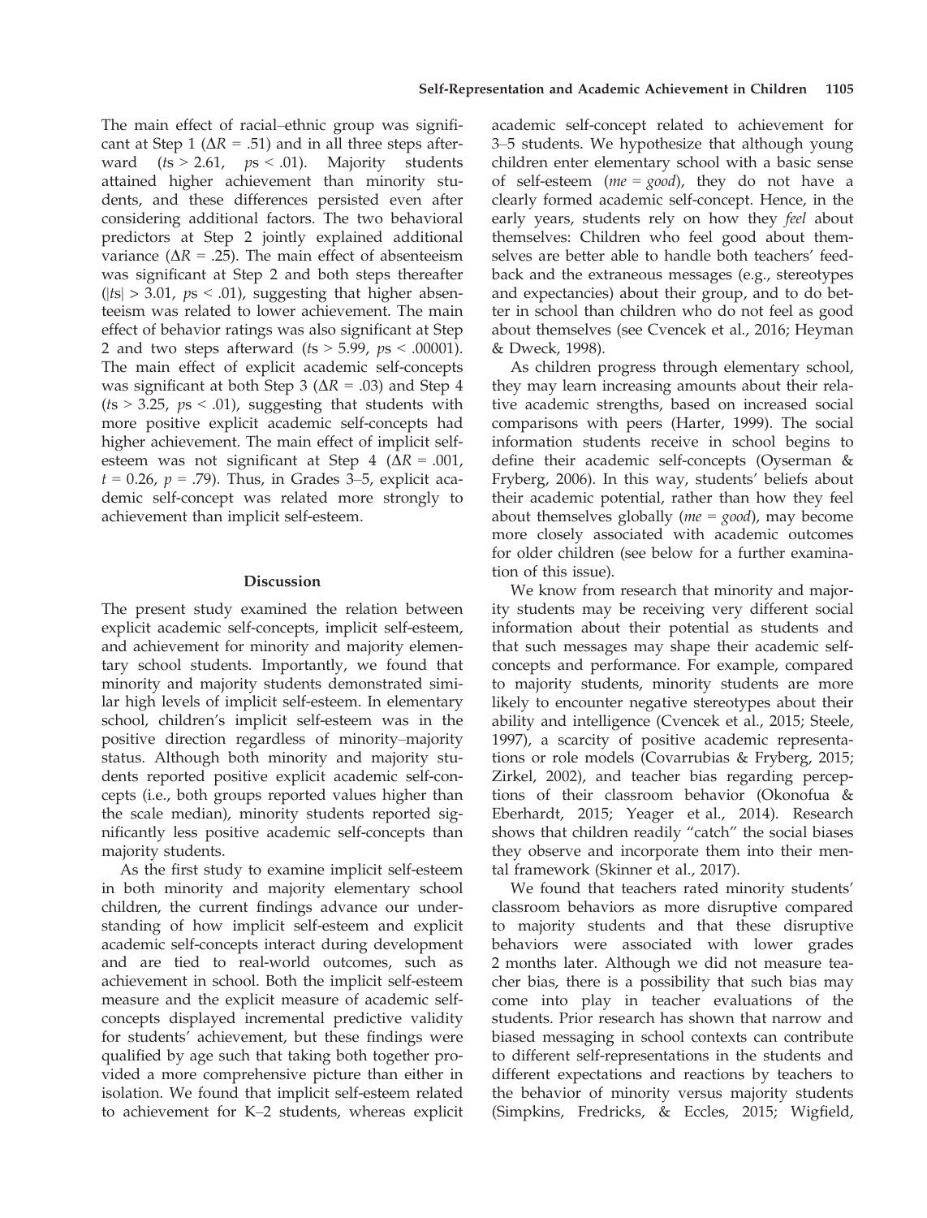The main effect of racial–ethnic group was significant at Step 1 ($\Delta R = .51$) and in all three steps afterward ($ts > 2.61$, $ps < .01$). Majority students attained higher achievement than minority students, and these differences persisted even after considering additional factors. The two behavioral predictors at Step 2 jointly explained additional variance ($\Delta R = .25$). The main effect of absenteeism was significant at Step 2 and both steps thereafter ($|ts| > 3.01$, $ps < .01$), suggesting that higher absenteeism was related to lower achievement. The main effect of behavior ratings was also significant at Step 2 and two steps afterward ($ts > 5.99$, $ps < .00001$). The main effect of explicit academic self-concepts was significant at both Step 3 ($\Delta R = .03$) and Step 4 ($ts > 3.25$, $ps < .01$), suggesting that students with more positive explicit academic self-concepts had higher achievement. The main effect of implicit self-esteem was not significant at Step 4 ($\Delta R = .001$, $t = 0.26$, $p = .79$). Thus, in Grades 3–5, explicit academic self-concept was related more strongly to achievement than implicit self-esteem.

## Discussion

The present study examined the relation between explicit academic self-concepts, implicit self-esteem, and achievement for minority and majority elementary school students. Importantly, we found that minority and majority students demonstrated similar high levels of implicit self-esteem. In elementary school, children's implicit self-esteem was in the positive direction regardless of minority–majority status. Although both minority and majority students reported positive explicit academic self-concepts (i.e., both groups reported values higher than the scale median), minority students reported significantly less positive academic self-concepts than majority students.

As the first study to examine implicit self-esteem in both minority and majority elementary school children, the current findings advance our understanding of how implicit self-esteem and explicit academic self-concepts interact during development and are tied to real-world outcomes, such as achievement in school. Both the implicit self-esteem measure and the explicit measure of academic self-concepts displayed incremental predictive validity for students' achievement, but these findings were qualified by age such that taking both together provided a more comprehensive picture than either in isolation. We found that implicit self-esteem related to achievement for K–2 students, whereas explicit academic self-concept related to achievement for 3–5 students. We hypothesize that although young children enter elementary school with a basic sense of self-esteem (*me = good*), they do not have a clearly formed academic self-concept. Hence, in the early years, students rely on how they *feel* about themselves: Children who feel good about themselves are better able to handle both teachers' feedback and the extraneous messages (e.g., stereotypes and expectancies) about their group, and to do better in school than children who do not feel as good about themselves (see Cvencek et al., 2016; Heyman & Dweck, 1998).

As children progress through elementary school, they may learn increasing amounts about their relative academic strengths, based on increased social comparisons with peers (Harter, 1999). The social information students receive in school begins to define their academic self-concepts (Oyserman & Fryberg, 2006). In this way, students' beliefs about their academic potential, rather than how they feel about themselves globally (*me = good*), may become more closely associated with academic outcomes for older children (see below for a further examination of this issue).

We know from research that minority and majority students may be receiving very different social information about their potential as students and that such messages may shape their academic self-concepts and performance. For example, compared to majority students, minority students are more likely to encounter negative stereotypes about their ability and intelligence (Cvencek et al., 2015; Steele, 1997), a scarcity of positive academic representations or role models (Covarrubias & Fryberg, 2015; Zirkel, 2002), and teacher bias regarding perceptions of their classroom behavior (Okonofua & Eberhardt, 2015; Yeager et al., 2014). Research shows that children readily "catch" the social biases they observe and incorporate them into their mental framework (Skinner et al., 2017).

We found that teachers rated minority students' classroom behaviors as more disruptive compared to majority students and that these disruptive behaviors were associated with lower grades 2 months later. Although we did not measure teacher bias, there is a possibility that such bias may come into play in teacher evaluations of the students. Prior research has shown that narrow and biased messaging in school contexts can contribute to different self-representations in the students and different expectations and reactions by teachers to the behavior of minority versus majority students (Simpkins, Fredricks, & Eccles, 2015; Wigfield,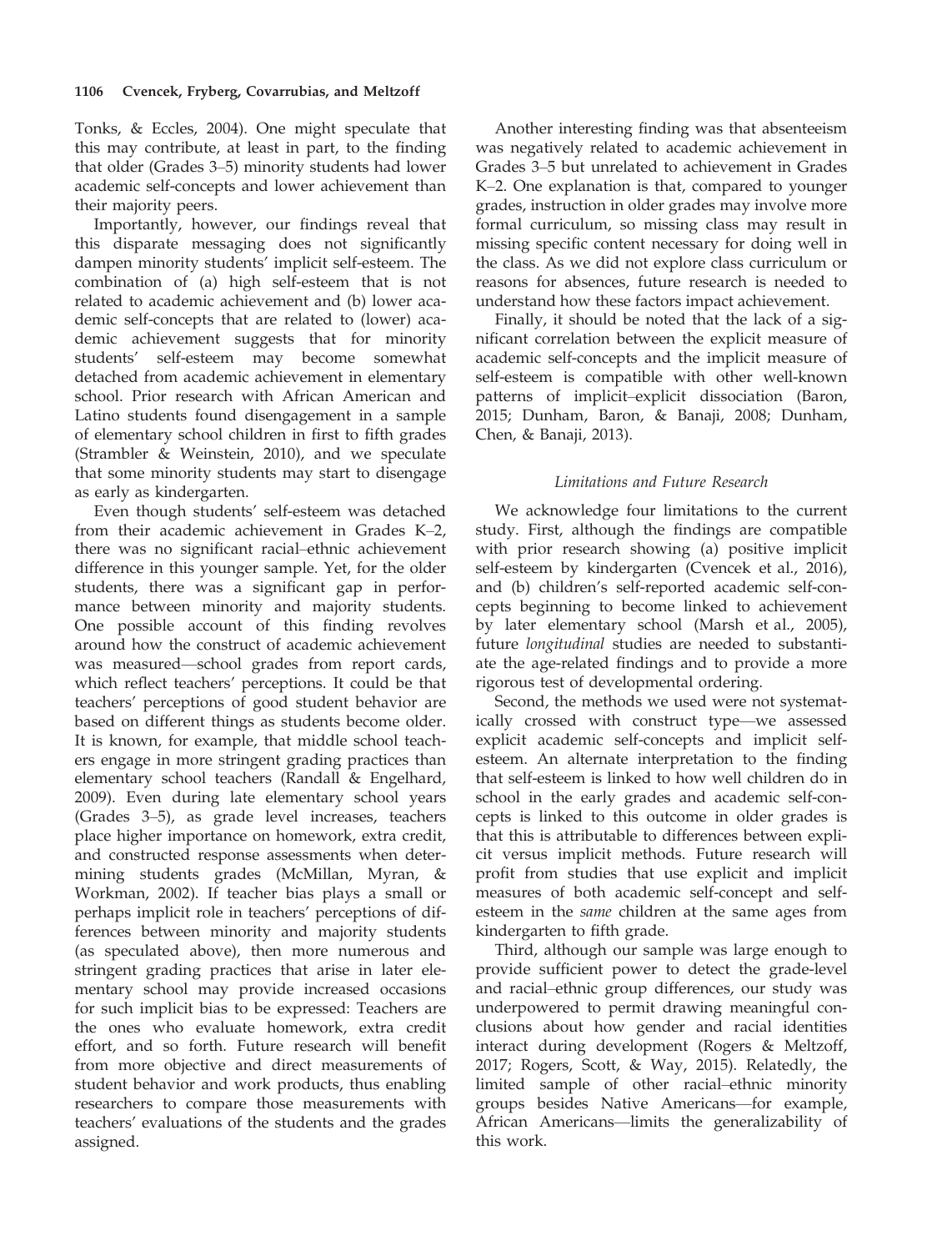Tonks, & Eccles, 2004). One might speculate that this may contribute, at least in part, to the finding that older (Grades 3–5) minority students had lower academic self-concepts and lower achievement than their majority peers.

Importantly, however, our findings reveal that this disparate messaging does not significantly dampen minority students' implicit self-esteem. The combination of (a) high self-esteem that is not related to academic achievement and (b) lower academic self-concepts that are related to (lower) academic achievement suggests that for minority students' self-esteem may become somewhat detached from academic achievement in elementary school. Prior research with African American and Latino students found disengagement in a sample of elementary school children in first to fifth grades (Strambler & Weinstein, 2010), and we speculate that some minority students may start to disengage as early as kindergarten.

Even though students' self-esteem was detached from their academic achievement in Grades K–2, there was no significant racial–ethnic achievement difference in this younger sample. Yet, for the older students, there was a significant gap in performance between minority and majority students. One possible account of this finding revolves around how the construct of academic achievement was measured—school grades from report cards, which reflect teachers' perceptions. It could be that teachers' perceptions of good student behavior are based on different things as students become older. It is known, for example, that middle school teachers engage in more stringent grading practices than elementary school teachers (Randall & Engelhard, 2009). Even during late elementary school years (Grades 3–5), as grade level increases, teachers place higher importance on homework, extra credit, and constructed response assessments when determining students grades (McMillan, Myran, & Workman, 2002). If teacher bias plays a small or perhaps implicit role in teachers' perceptions of differences between minority and majority students (as speculated above), then more numerous and stringent grading practices that arise in later elementary school may provide increased occasions for such implicit bias to be expressed: Teachers are the ones who evaluate homework, extra credit effort, and so forth. Future research will benefit from more objective and direct measurements of student behavior and work products, thus enabling researchers to compare those measurements with teachers' evaluations of the students and the grades assigned.

Another interesting finding was that absenteeism was negatively related to academic achievement in Grades 3–5 but unrelated to achievement in Grades K–2. One explanation is that, compared to younger grades, instruction in older grades may involve more formal curriculum, so missing class may result in missing specific content necessary for doing well in the class. As we did not explore class curriculum or reasons for absences, future research is needed to understand how these factors impact achievement.

Finally, it should be noted that the lack of a significant correlation between the explicit measure of academic self-concepts and the implicit measure of self-esteem is compatible with other well-known patterns of implicit–explicit dissociation (Baron, 2015; Dunham, Baron, & Banaji, 2008; Dunham, Chen, & Banaji, 2013).

### *Limitations and Future Research*

We acknowledge four limitations to the current study. First, although the findings are compatible with prior research showing (a) positive implicit self-esteem by kindergarten (Cvencek et al., 2016), and (b) children's self-reported academic self-concepts beginning to become linked to achievement by later elementary school (Marsh et al., 2005), future *longitudinal* studies are needed to substantiate the age-related findings and to provide a more rigorous test of developmental ordering.

Second, the methods we used were not systematically crossed with construct type—we assessed explicit academic self-concepts and implicit self-esteem. An alternate interpretation to the finding that self-esteem is linked to how well children do in school in the early grades and academic self-concepts is linked to this outcome in older grades is that this is attributable to differences between explicit versus implicit methods. Future research will profit from studies that use explicit and implicit measures of both academic self-concept and self-esteem in the *same* children at the same ages from kindergarten to fifth grade.

Third, although our sample was large enough to provide sufficient power to detect the grade-level and racial–ethnic group differences, our study was underpowered to permit drawing meaningful conclusions about how gender and racial identities interact during development (Rogers & Meltzoff, 2017; Rogers, Scott, & Way, 2015). Relatedly, the limited sample of other racial–ethnic minority groups besides Native Americans—for example, African Americans—limits the generalizability of this work.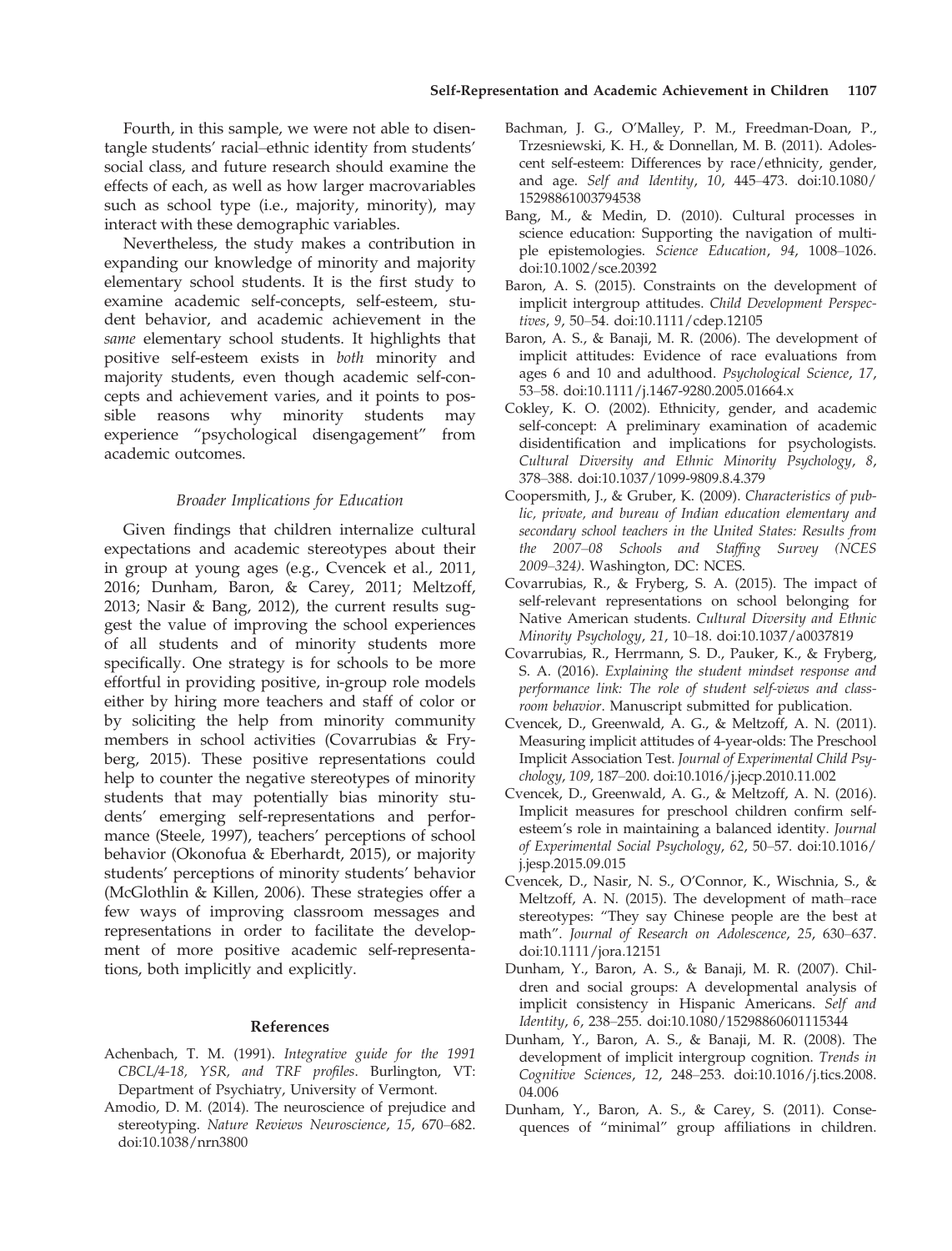Fourth, in this sample, we were not able to disentangle students' racial–ethnic identity from students' social class, and future research should examine the effects of each, as well as how larger macrovariables such as school type (i.e., majority, minority), may interact with these demographic variables.

Nevertheless, the study makes a contribution in expanding our knowledge of minority and majority elementary school students. It is the first study to examine academic self-concepts, self-esteem, student behavior, and academic achievement in the *same* elementary school students. It highlights that positive self-esteem exists in *both* minority and majority students, even though academic self-concepts and achievement varies, and it points to possible reasons why minority students may experience "psychological disengagement" from academic outcomes.

### *Broader Implications for Education*

Given findings that children internalize cultural expectations and academic stereotypes about their in group at young ages (e.g., Cvencek et al., 2011, 2016; Dunham, Baron, & Carey, 2011; Meltzoff, 2013; Nasir & Bang, 2012), the current results suggest the value of improving the school experiences of all students and of minority students more specifically. One strategy is for schools to be more effortful in providing positive, in-group role models either by hiring more teachers and staff of color or by soliciting the help from minority community members in school activities (Covarrubias & Fryberg, 2015). These positive representations could help to counter the negative stereotypes of minority students that may potentially bias minority students' emerging self-representations and performance (Steele, 1997), teachers' perceptions of school behavior (Okonofua & Eberhardt, 2015), or majority students' perceptions of minority students' behavior (McGlothlin & Killen, 2006). These strategies offer a few ways of improving classroom messages and representations in order to facilitate the development of more positive academic self-representations, both implicitly and explicitly.

## References

Achenbach, T. M. (1991). *Integrative guide for the 1991 CBCL/4-18, YSR, and TRF profiles*. Burlington, VT: Department of Psychiatry, University of Vermont.

Amodio, D. M. (2014). The neuroscience of prejudice and stereotyping. *Nature Reviews Neuroscience*, *15*, 670–682. doi:10.1038/nrn3800

Bachman, J. G., O'Malley, P. M., Freedman-Doan, P., Trzesniewski, K. H., & Donnellan, M. B. (2011). Adolescent self-esteem: Differences by race/ethnicity, gender, and age. *Self and Identity*, *10*, 445–473. doi:10.1080/15298861003794538

Bang, M., & Medin, D. (2010). Cultural processes in science education: Supporting the navigation of multiple epistemologies. *Science Education*, *94*, 1008–1026. doi:10.1002/sce.20392

Baron, A. S. (2015). Constraints on the development of implicit intergroup attitudes. *Child Development Perspectives*, *9*, 50–54. doi:10.1111/cdep.12105

Baron, A. S., & Banaji, M. R. (2006). The development of implicit attitudes: Evidence of race evaluations from ages 6 and 10 and adulthood. *Psychological Science*, *17*, 53–58. doi:10.1111/j.1467-9280.2005.01664.x

Cokley, K. O. (2002). Ethnicity, gender, and academic self-concept: A preliminary examination of academic disidentification and implications for psychologists. *Cultural Diversity and Ethnic Minority Psychology*, *8*, 378–388. doi:10.1037/1099-9809.8.4.379

Coopersmith, J., & Gruber, K. (2009). *Characteristics of public, private, and bureau of Indian education elementary and secondary school teachers in the United States: Results from the 2007–08 Schools and Staffing Survey (NCES 2009–324)*. Washington, DC: NCES.

Covarrubias, R., & Fryberg, S. A. (2015). The impact of self-relevant representations on school belonging for Native American students. *Cultural Diversity and Ethnic Minority Psychology*, *21*, 10–18. doi:10.1037/a0037819

Covarrubias, R., Herrmann, S. D., Pauker, K., & Fryberg, S. A. (2016). *Explaining the student mindset response and performance link: The role of student self-views and classroom behavior*. Manuscript submitted for publication.

Cvencek, D., Greenwald, A. G., & Meltzoff, A. N. (2011). Measuring implicit attitudes of 4-year-olds: The Preschool Implicit Association Test. *Journal of Experimental Child Psychology*, *109*, 187–200. doi:10.1016/j.jecp.2010.11.002

Cvencek, D., Greenwald, A. G., & Meltzoff, A. N. (2016). Implicit measures for preschool children confirm self-esteem's role in maintaining a balanced identity. *Journal of Experimental Social Psychology*, *62*, 50–57. doi:10.1016/j.jesp.2015.09.015

Cvencek, D., Nasir, N. S., O'Connor, K., Wischnia, S., & Meltzoff, A. N. (2015). The development of math–race stereotypes: "They say Chinese people are the best at math". *Journal of Research on Adolescence*, *25*, 630–637. doi:10.1111/jora.12151

Dunham, Y., Baron, A. S., & Banaji, M. R. (2007). Children and social groups: A developmental analysis of implicit consistency in Hispanic Americans. *Self and Identity*, *6*, 238–255. doi:10.1080/15298860601115344

Dunham, Y., Baron, A. S., & Banaji, M. R. (2008). The development of implicit intergroup cognition. *Trends in Cognitive Sciences*, *12*, 248–253. doi:10.1016/j.tics.2008.04.006

Dunham, Y., Baron, A. S., & Carey, S. (2011). Consequences of "minimal" group affiliations in children.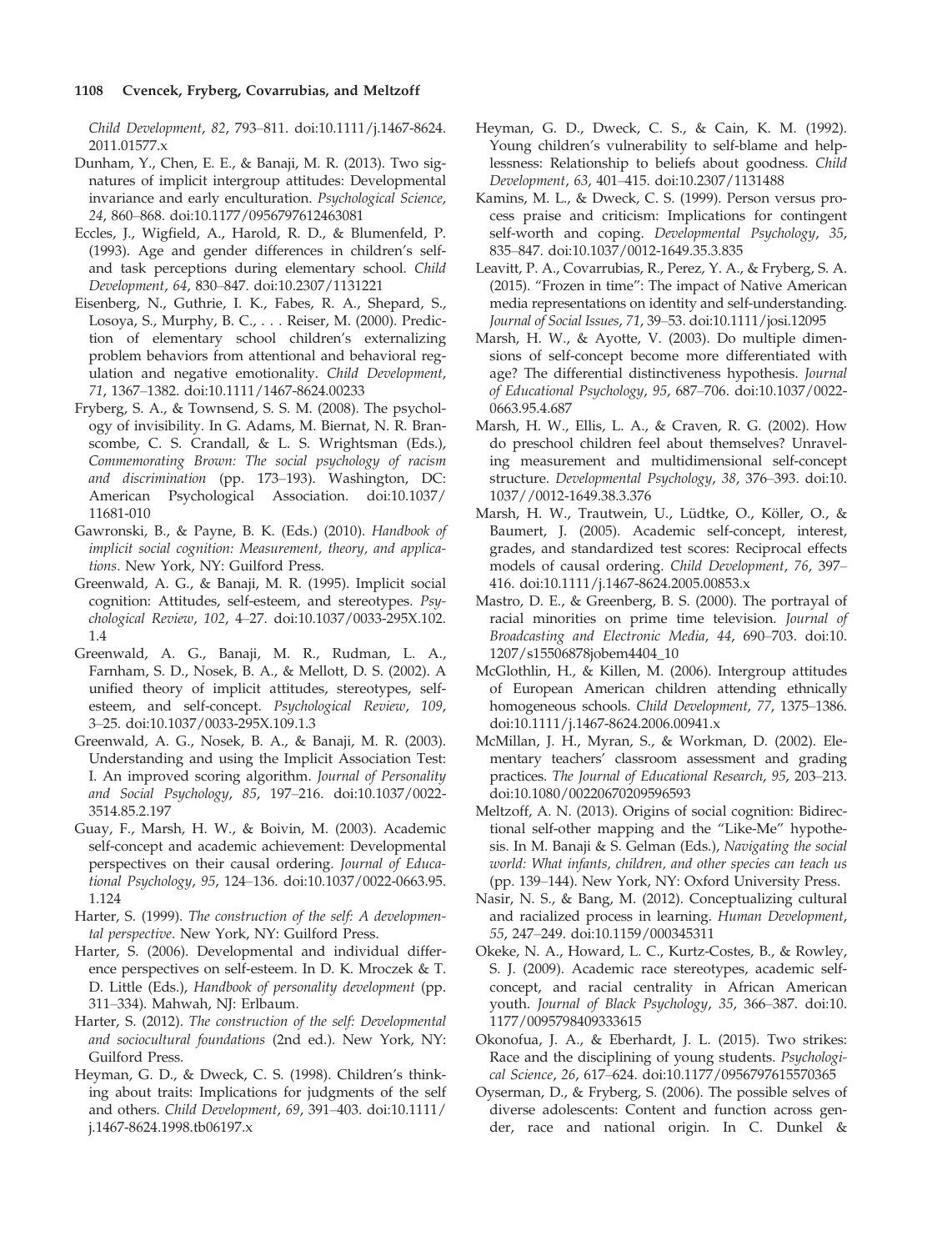*Child Development*, *82*, 793–811. doi:10.1111/j.1467-8624.2011.01577.x

Dunham, Y., Chen, E. E., & Banaji, M. R. (2013). Two signatures of implicit intergroup attitudes: Developmental invariance and early enculturation. *Psychological Science*, *24*, 860–868. doi:10.1177/0956797612463081

Eccles, J., Wigfield, A., Harold, R. D., & Blumenfeld, P. (1993). Age and gender differences in children's self- and task perceptions during elementary school. *Child Development*, *64*, 830–847. doi:10.2307/1131221

Eisenberg, N., Guthrie, I. K., Fabes, R. A., Shepard, S., Losoya, S., Murphy, B. C., . . . Reiser, M. (2000). Prediction of elementary school children's externalizing problem behaviors from attentional and behavioral regulation and negative emotionality. *Child Development*, *71*, 1367–1382. doi:10.1111/1467-8624.00233

Fryberg, S. A., & Townsend, S. S. M. (2008). The psychology of invisibility. In G. Adams, M. Biernat, N. R. Branscombe, C. S. Crandall, & L. S. Wrightsman (Eds.), *Commemorating Brown: The social psychology of racism and discrimination* (pp. 173–193). Washington, DC: American Psychological Association. doi:10.1037/11681-010

Gawronski, B., & Payne, B. K. (Eds.) (2010). *Handbook of implicit social cognition: Measurement, theory, and applications*. New York, NY: Guilford Press.

Greenwald, A. G., & Banaji, M. R. (1995). Implicit social cognition: Attitudes, self-esteem, and stereotypes. *Psychological Review*, *102*, 4–27. doi:10.1037/0033-295X.102.1.4

Greenwald, A. G., Banaji, M. R., Rudman, L. A., Farnham, S. D., Nosek, B. A., & Mellott, D. S. (2002). A unified theory of implicit attitudes, stereotypes, self-esteem, and self-concept. *Psychological Review*, *109*, 3–25. doi:10.1037/0033-295X.109.1.3

Greenwald, A. G., Nosek, B. A., & Banaji, M. R. (2003). Understanding and using the Implicit Association Test: I. An improved scoring algorithm. *Journal of Personality and Social Psychology*, *85*, 197–216. doi:10.1037/0022-3514.85.2.197

Guay, F., Marsh, H. W., & Boivin, M. (2003). Academic self-concept and academic achievement: Developmental perspectives on their causal ordering. *Journal of Educational Psychology*, *95*, 124–136. doi:10.1037/0022-0663.95.1.124

Harter, S. (1999). *The construction of the self: A developmental perspective*. New York, NY: Guilford Press.

Harter, S. (2006). Developmental and individual difference perspectives on self-esteem. In D. K. Mroczek & T. D. Little (Eds.), *Handbook of personality development* (pp. 311–334). Mahwah, NJ: Erlbaum.

Harter, S. (2012). *The construction of the self: Developmental and sociocultural foundations* (2nd ed.). New York, NY: Guilford Press.

Heyman, G. D., & Dweck, C. S. (1998). Children's thinking about traits: Implications for judgments of the self and others. *Child Development*, *69*, 391–403. doi:10.1111/j.1467-8624.1998.tb06197.x

Heyman, G. D., Dweck, C. S., & Cain, K. M. (1992). Young children's vulnerability to self-blame and helplessness: Relationship to beliefs about goodness. *Child Development*, *63*, 401–415. doi:10.2307/1131488

Kamins, M. L., & Dweck, C. S. (1999). Person versus process praise and criticism: Implications for contingent self-worth and coping. *Developmental Psychology*, *35*, 835–847. doi:10.1037/0012-1649.35.3.835

Leavitt, P. A., Covarrubias, R., Perez, Y. A., & Fryberg, S. A. (2015). "Frozen in time": The impact of Native American media representations on identity and self-understanding. *Journal of Social Issues*, *71*, 39–53. doi:10.1111/josi.12095

Marsh, H. W., & Ayotte, V. (2003). Do multiple dimensions of self-concept become more differentiated with age? The differential distinctiveness hypothesis. *Journal of Educational Psychology*, *95*, 687–706. doi:10.1037/0022-0663.95.4.687

Marsh, H. W., Ellis, L. A., & Craven, R. G. (2002). How do preschool children feel about themselves? Unraveling measurement and multidimensional self-concept structure. *Developmental Psychology*, *38*, 376–393. doi:10.1037//0012-1649.38.3.376

Marsh, H. W., Trautwein, U., Lüdtke, O., Köller, O., & Baumert, J. (2005). Academic self-concept, interest, grades, and standardized test scores: Reciprocal effects models of causal ordering. *Child Development*, *76*, 397–416. doi:10.1111/j.1467-8624.2005.00853.x

Mastro, D. E., & Greenberg, B. S. (2000). The portrayal of racial minorities on prime time television. *Journal of Broadcasting and Electronic Media*, *44*, 690–703. doi:10.1207/s15506878jobem4404_10

McGlothlin, H., & Killen, M. (2006). Intergroup attitudes of European American children attending ethnically homogeneous schools. *Child Development*, *77*, 1375–1386. doi:10.1111/j.1467-8624.2006.00941.x

McMillan, J. H., Myran, S., & Workman, D. (2002). Elementary teachers' classroom assessment and grading practices. *The Journal of Educational Research*, *95*, 203–213. doi:10.1080/00220670209596593

Meltzoff, A. N. (2013). Origins of social cognition: Bidirectional self-other mapping and the "Like-Me" hypothesis. In M. Banaji & S. Gelman (Eds.), *Navigating the social world: What infants, children, and other species can teach us* (pp. 139–144). New York, NY: Oxford University Press.

Nasir, N. S., & Bang, M. (2012). Conceptualizing cultural and racialized process in learning. *Human Development*, *55*, 247–249. doi:10.1159/000345311

Okeke, N. A., Howard, L. C., Kurtz-Costes, B., & Rowley, S. J. (2009). Academic race stereotypes, academic self-concept, and racial centrality in African American youth. *Journal of Black Psychology*, *35*, 366–387. doi:10.1177/0095798409333615

Okonofua, J. A., & Eberhardt, J. L. (2015). Two strikes: Race and the disciplining of young students. *Psychological Science*, *26*, 617–624. doi:10.1177/0956797615570365

Oyserman, D., & Fryberg, S. (2006). The possible selves of diverse adolescents: Content and function across gender, race and national origin. In C. Dunkel &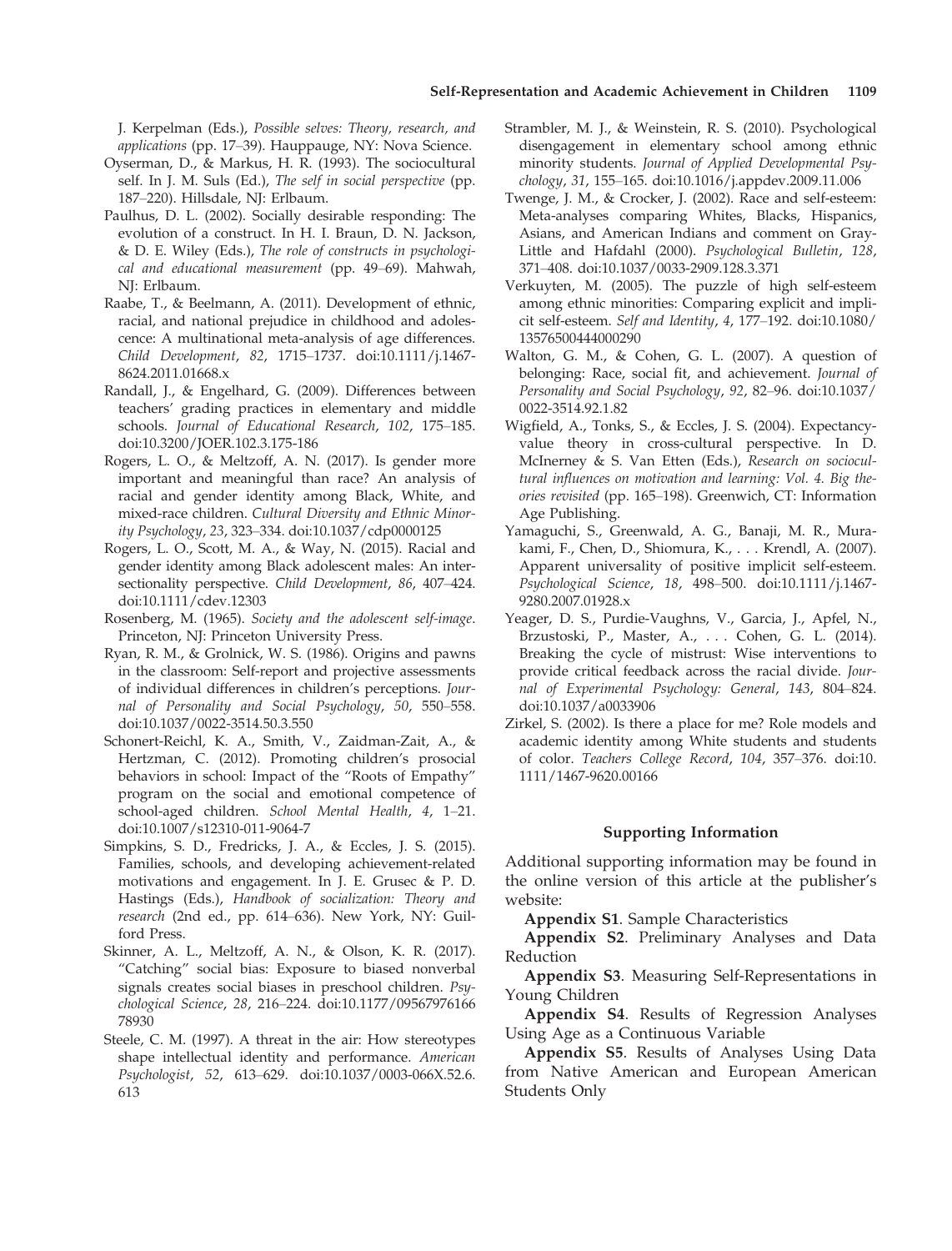J. Kerpelman (Eds.), *Possible selves: Theory, research, and applications* (pp. 17–39). Hauppauge, NY: Nova Science.

Oyserman, D., & Markus, H. R. (1993). The sociocultural self. In J. M. Suls (Ed.), *The self in social perspective* (pp. 187–220). Hillsdale, NJ: Erlbaum.

Paulhus, D. L. (2002). Socially desirable responding: The evolution of a construct. In H. I. Braun, D. N. Jackson, & D. E. Wiley (Eds.), *The role of constructs in psychological and educational measurement* (pp. 49–69). Mahwah, NJ: Erlbaum.

Raabe, T., & Beelmann, A. (2011). Development of ethnic, racial, and national prejudice in childhood and adolescence: A multinational meta-analysis of age differences. *Child Development*, *82*, 1715–1737. doi:10.1111/j.1467-8624.2011.01668.x

Randall, J., & Engelhard, G. (2009). Differences between teachers' grading practices in elementary and middle schools. *Journal of Educational Research*, *102*, 175–185. doi:10.3200/JOER.102.3.175-186

Rogers, L. O., & Meltzoff, A. N. (2017). Is gender more important and meaningful than race? An analysis of racial and gender identity among Black, White, and mixed-race children. *Cultural Diversity and Ethnic Minority Psychology*, *23*, 323–334. doi:10.1037/cdp0000125

Rogers, L. O., Scott, M. A., & Way, N. (2015). Racial and gender identity among Black adolescent males: An intersectionality perspective. *Child Development*, *86*, 407–424. doi:10.1111/cdev.12303

Rosenberg, M. (1965). *Society and the adolescent self-image*. Princeton, NJ: Princeton University Press.

Ryan, R. M., & Grolnick, W. S. (1986). Origins and pawns in the classroom: Self-report and projective assessments of individual differences in children's perceptions. *Journal of Personality and Social Psychology*, *50*, 550–558. doi:10.1037/0022-3514.50.3.550

Schonert-Reichl, K. A., Smith, V., Zaidman-Zait, A., & Hertzman, C. (2012). Promoting children's prosocial behaviors in school: Impact of the "Roots of Empathy" program on the social and emotional competence of school-aged children. *School Mental Health*, *4*, 1–21. doi:10.1007/s12310-011-9064-7

Simpkins, S. D., Fredricks, J. A., & Eccles, J. S. (2015). Families, schools, and developing achievement-related motivations and engagement. In J. E. Grusec & P. D. Hastings (Eds.), *Handbook of socialization: Theory and research* (2nd ed., pp. 614–636). New York, NY: Guilford Press.

Skinner, A. L., Meltzoff, A. N., & Olson, K. R. (2017). "Catching" social bias: Exposure to biased nonverbal signals creates social biases in preschool children. *Psychological Science*, *28*, 216–224. doi:10.1177/0956797616678930

Steele, C. M. (1997). A threat in the air: How stereotypes shape intellectual identity and performance. *American Psychologist*, *52*, 613–629. doi:10.1037/0003-066X.52.6.613

Strambler, M. J., & Weinstein, R. S. (2010). Psychological disengagement in elementary school among ethnic minority students. *Journal of Applied Developmental Psychology*, *31*, 155–165. doi:10.1016/j.appdev.2009.11.006

Twenge, J. M., & Crocker, J. (2002). Race and self-esteem: Meta-analyses comparing Whites, Blacks, Hispanics, Asians, and American Indians and comment on Gray-Little and Hafdahl (2000). *Psychological Bulletin*, *128*, 371–408. doi:10.1037/0033-2909.128.3.371

Verkuyten, M. (2005). The puzzle of high self-esteem among ethnic minorities: Comparing explicit and implicit self-esteem. *Self and Identity*, *4*, 177–192. doi:10.1080/13576500444000290

Walton, G. M., & Cohen, G. L. (2007). A question of belonging: Race, social fit, and achievement. *Journal of Personality and Social Psychology*, *92*, 82–96. doi:10.1037/0022-3514.92.1.82

Wigfield, A., Tonks, S., & Eccles, J. S. (2004). Expectancy-value theory in cross-cultural perspective. In D. McInerney & S. Van Etten (Eds.), *Research on sociocultural influences on motivation and learning: Vol. 4. Big theories revisited* (pp. 165–198). Greenwich, CT: Information Age Publishing.

Yamaguchi, S., Greenwald, A. G., Banaji, M. R., Murakami, F., Chen, D., Shiomura, K., . . . Krendl, A. (2007). Apparent universality of positive implicit self-esteem. *Psychological Science*, *18*, 498–500. doi:10.1111/j.1467-9280.2007.01928.x

Yeager, D. S., Purdie-Vaughns, V., Garcia, J., Apfel, N., Brzustoski, P., Master, A., . . . Cohen, G. L. (2014). Breaking the cycle of mistrust: Wise interventions to provide critical feedback across the racial divide. *Journal of Experimental Psychology: General*, *143*, 804–824. doi:10.1037/a0033906

Zirkel, S. (2002). Is there a place for me? Role models and academic identity among White students and students of color. *Teachers College Record*, *104*, 357–376. doi:10.1111/1467-9620.00166

## Supporting Information

Additional supporting information may be found in the online version of this article at the publisher's website:

**Appendix S1**. Sample Characteristics

**Appendix S2**. Preliminary Analyses and Data Reduction

**Appendix S3**. Measuring Self-Representations in Young Children

**Appendix S4**. Results of Regression Analyses Using Age as a Continuous Variable

**Appendix S5**. Results of Analyses Using Data from Native American and European American Students Only